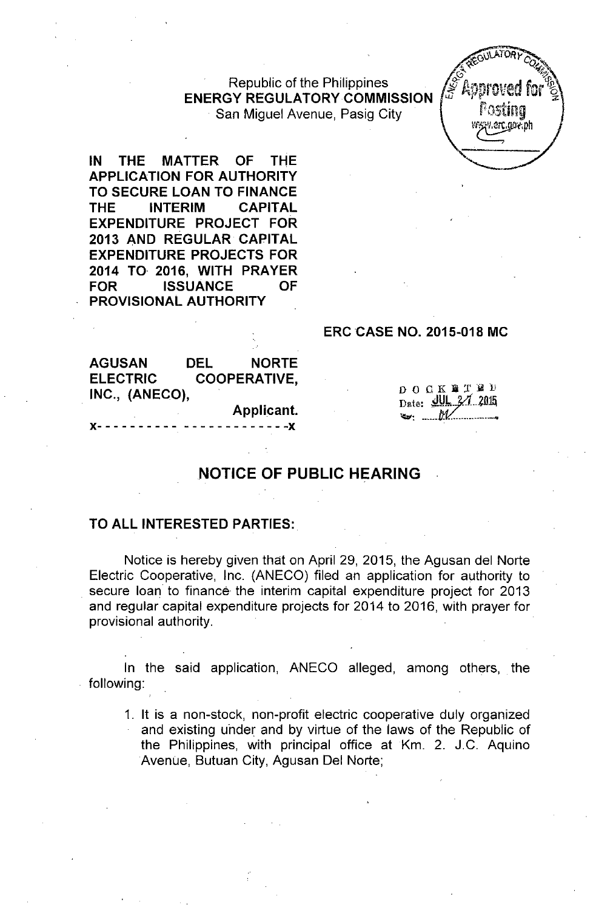Republic of the Philippines
**ENERGY REGULATORY COMMISSION**
San Miguel Avenue, Pasig City

**IN THE MATTER OF THE APPLICATION FOR AUTHORITY TO SECURE LOAN TO FINANCE THE INTERIM CAPITAL EXPENDITURE PROJECT FOR 2013 AND REGULAR CAPITAL EXPENDITURE PROJECTS FOR 2014 TO 2016, WITH PRAYER FOR ISSUANCE OF PROVISIONAL AUTHORITY**

**ERC CASE NO. 2015-018 MC**

**AGUSAN DEL NORTE ELECTRIC COOPERATIVE, INC., (ANECO),**
**Applicant.**
x- - - - - - - - - - - - - - - - - - - - - -x

DOCKETED
Date: JUL 27 2015
By: M

## NOTICE OF PUBLIC HEARING

**TO ALL INTERESTED PARTIES:**

Notice is hereby given that on April 29, 2015, the Agusan del Norte Electric Cooperative, Inc. (ANECO) filed an application for authority to secure loan to finance the interim capital expenditure project for 2013 and regular capital expenditure projects for 2014 to 2016, with prayer for provisional authority.

In the said application, ANECO alleged, among others, the following:

1. It is a non-stock, non-profit electric cooperative duly organized and existing under and by virtue of the laws of the Republic of the Philippines, with principal office at Km. 2. J.C. Aquino Avenue, Butuan City, Agusan Del Norte;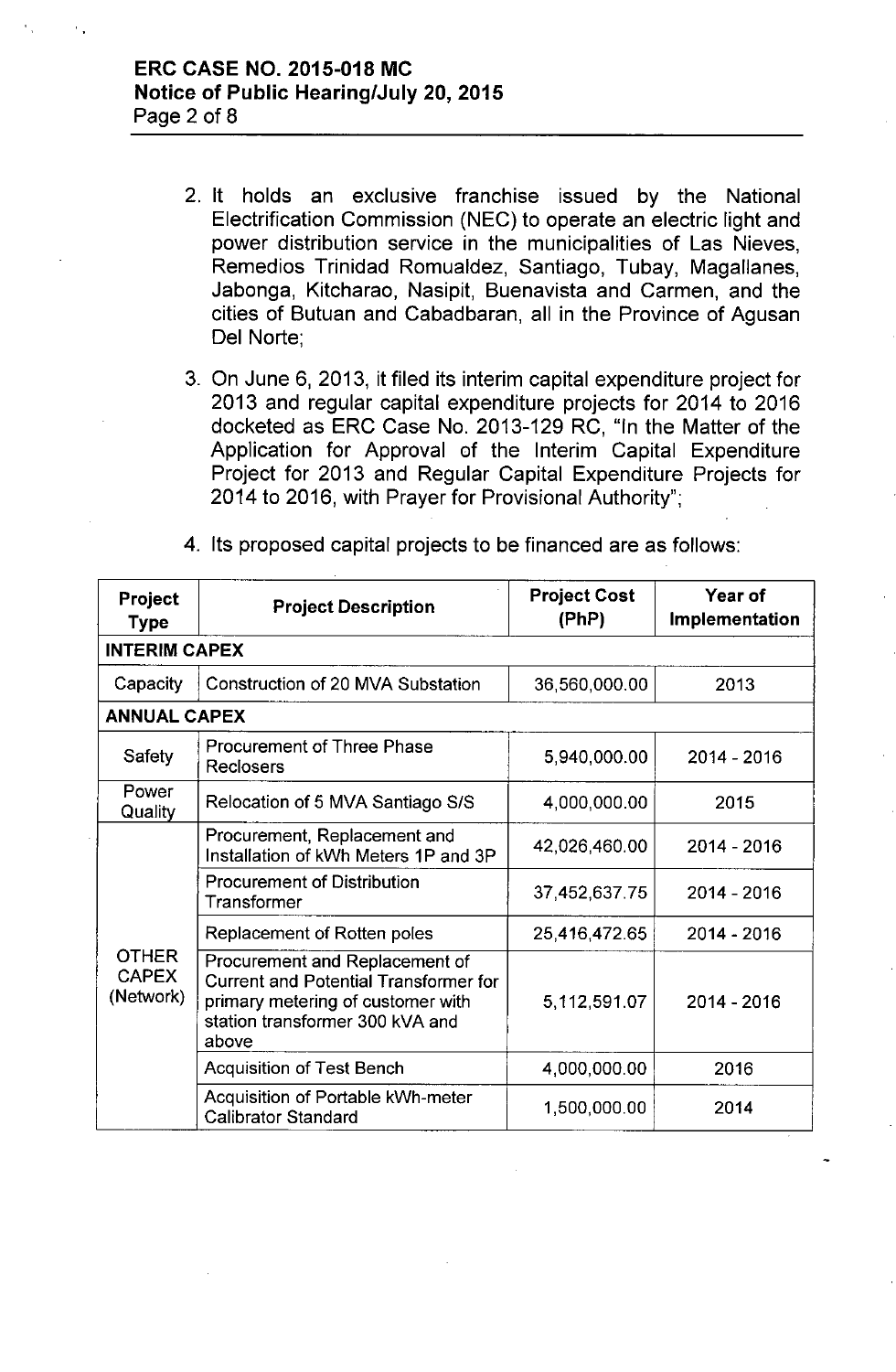2. It holds an exclusive franchise issued by the National Electrification Commission (NEC) to operate an electric light and power distribution service in the municipalities of Las Nieves, Remedios Trinidad Romualdez, Santiago, Tubay, Magallanes, Jabonga, Kitcharao, Nasipit, Buenavista and Carmen, and the cities of Butuan and Cabadbaran, all in the Province of Agusan Del Norte;

3. On June 6, 2013, it filed its interim capital expenditure project for 2013 and regular capital expenditure projects for 2014 to 2016 docketed as ERC Case No. 2013-129 RC, "In the Matter of the Application for Approval of the Interim Capital Expenditure Project for 2013 and Regular Capital Expenditure Projects for 2014 to 2016, with Prayer for Provisional Authority";

4. Its proposed capital projects to be financed are as follows:

| Project Type | Project Description | Project Cost (PhP) | Year of Implementation |
|---|---|---|---|
| **INTERIM CAPEX** | | | |
| Capacity | Construction of 20 MVA Substation | 36,560,000.00 | 2013 |
| **ANNUAL CAPEX** | | | |
| Safety | Procurement of Three Phase Reclosers | 5,940,000.00 | 2014 - 2016 |
| Power Quality | Relocation of 5 MVA Santiago S/S | 4,000,000.00 | 2015 |
| OTHER CAPEX (Network) | Procurement, Replacement and Installation of kWh Meters 1P and 3P | 42,026,460.00 | 2014 - 2016 |
| | Procurement of Distribution Transformer | 37,452,637.75 | 2014 - 2016 |
| | Replacement of Rotten poles | 25,416,472.65 | 2014 - 2016 |
| | Procurement and Replacement of Current and Potential Transformer for primary metering of customer with station transformer 300 kVA and above | 5,112,591.07 | 2014 - 2016 |
| | Acquisition of Test Bench | 4,000,000.00 | 2016 |
| | Acquisition of Portable kWh-meter Calibrator Standard | 1,500,000.00 | 2014 |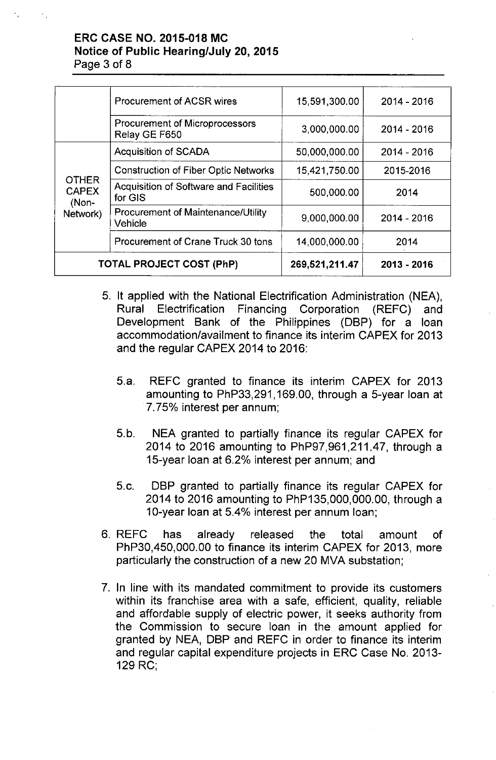| | | | |
|---|---|---|---|
| | Procurement of ACSR wires | 15,591,300.00 | 2014 - 2016 |
| | Procurement of Microprocessors Relay GE F650 | 3,000,000.00 | 2014 - 2016 |
| OTHER CAPEX (Non-Network) | Acquisition of SCADA | 50,000,000.00 | 2014 - 2016 |
| | Construction of Fiber Optic Networks | 15,421,750.00 | 2015-2016 |
| | Acquisition of Software and Facilities for GIS | 500,000.00 | 2014 |
| | Procurement of Maintenance/Utility Vehicle | 9,000,000.00 | 2014 - 2016 |
| | Procurement of Crane Truck 30 tons | 14,000,000.00 | 2014 |
| TOTAL PROJECT COST (PhP) | | 269,521,211.47 | 2013 - 2016 |

5. It applied with the National Electrification Administration (NEA), Rural Electrification Financing Corporation (REFC) and Development Bank of the Philippines (DBP) for a loan accommodation/availment to finance its interim CAPEX for 2013 and the regular CAPEX 2014 to 2016:

   5.a. REFC granted to finance its interim CAPEX for 2013 amounting to PhP33,291,169.00, through a 5-year loan at 7.75% interest per annum;

   5.b. NEA granted to partially finance its regular CAPEX for 2014 to 2016 amounting to PhP97,961,211.47, through a 15-year loan at 6.2% interest per annum; and

   5.c. DBP granted to partially finance its regular CAPEX for 2014 to 2016 amounting to PhP135,000,000.00, through a 10-year loan at 5.4% interest per annum loan;

6. REFC has already released the total amount of PhP30,450,000.00 to finance its interim CAPEX for 2013, more particularly the construction of a new 20 MVA substation;

7. In line with its mandated commitment to provide its customers within its franchise area with a safe, efficient, quality, reliable and affordable supply of electric power, it seeks authority from the Commission to secure loan in the amount applied for granted by NEA, DBP and REFC in order to finance its interim and regular capital expenditure projects in ERC Case No. 2013-129 RC;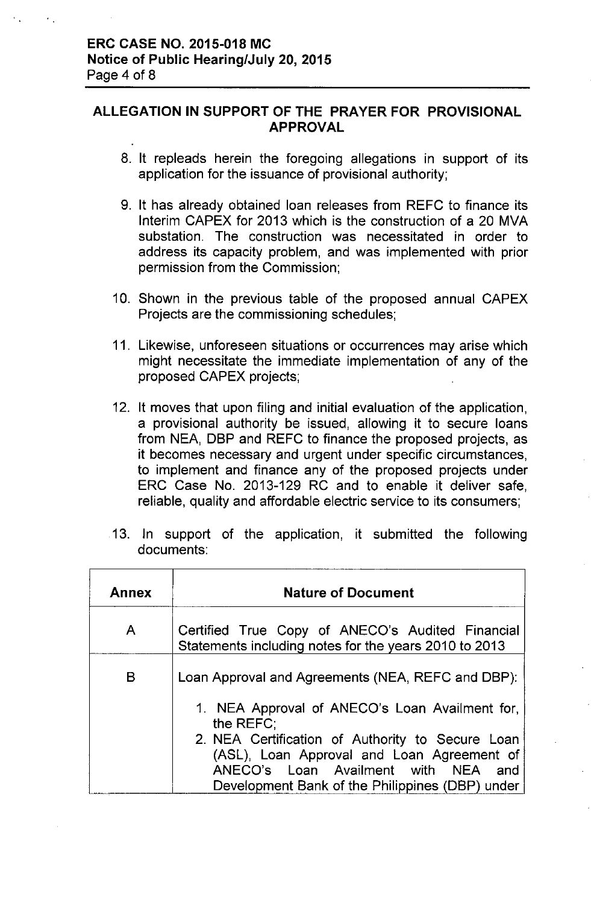## ALLEGATION IN SUPPORT OF THE PRAYER FOR PROVISIONAL APPROVAL

8. It repleads herein the foregoing allegations in support of its application for the issuance of provisional authority;

9. It has already obtained loan releases from REFC to finance its Interim CAPEX for 2013 which is the construction of a 20 MVA substation. The construction was necessitated in order to address its capacity problem, and was implemented with prior permission from the Commission;

10. Shown in the previous table of the proposed annual CAPEX Projects are the commissioning schedules;

11. Likewise, unforeseen situations or occurrences may arise which might necessitate the immediate implementation of any of the proposed CAPEX projects;

12. It moves that upon filing and initial evaluation of the application, a provisional authority be issued, allowing it to secure loans from NEA, DBP and REFC to finance the proposed projects, as it becomes necessary and urgent under specific circumstances, to implement and finance any of the proposed projects under ERC Case No. 2013-129 RC and to enable it deliver safe, reliable, quality and affordable electric service to its consumers;

13. In support of the application, it submitted the following documents:

| Annex | Nature of Document |
|---|---|
| A | Certified True Copy of ANECO's Audited Financial Statements including notes for the years 2010 to 2013 |
| B | Loan Approval and Agreements (NEA, REFC and DBP):<br>1. NEA Approval of ANECO's Loan Availment for, the REFC;<br>2. NEA Certification of Authority to Secure Loan (ASL), Loan Approval and Loan Agreement of ANECO's Loan Availment with NEA and Development Bank of the Philippines (DBP) under |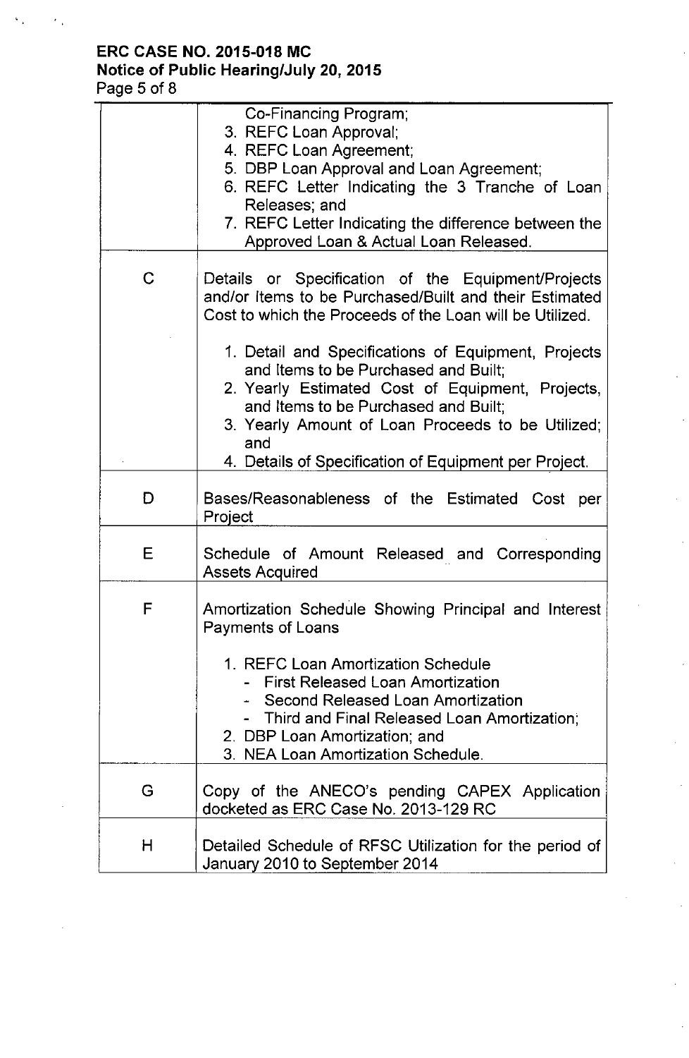| | |
|---|---|
| | Co-Financing Program;<br>3. REFC Loan Approval;<br>4. REFC Loan Agreement;<br>5. DBP Loan Approval and Loan Agreement;<br>6. REFC Letter Indicating the 3 Tranche of Loan Releases; and<br>7. REFC Letter Indicating the difference between the Approved Loan & Actual Loan Released. |
| C | Details or Specification of the Equipment/Projects and/or Items to be Purchased/Built and their Estimated Cost to which the Proceeds of the Loan will be Utilized.<br><br>1. Detail and Specifications of Equipment, Projects and Items to be Purchased and Built;<br>2. Yearly Estimated Cost of Equipment, Projects, and Items to be Purchased and Built;<br>3. Yearly Amount of Loan Proceeds to be Utilized; and<br>4. Details of Specification of Equipment per Project. |
| D | Bases/Reasonableness of the Estimated Cost per Project |
| E | Schedule of Amount Released and Corresponding Assets Acquired |
| F | Amortization Schedule Showing Principal and Interest Payments of Loans<br><br>1. REFC Loan Amortization Schedule<br>- First Released Loan Amortization<br>- Second Released Loan Amortization<br>- Third and Final Released Loan Amortization;<br>2. DBP Loan Amortization; and<br>3. NEA Loan Amortization Schedule. |
| G | Copy of the ANECO's pending CAPEX Application docketed as ERC Case No. 2013-129 RC |
| H | Detailed Schedule of RFSC Utilization for the period of January 2010 to September 2014 |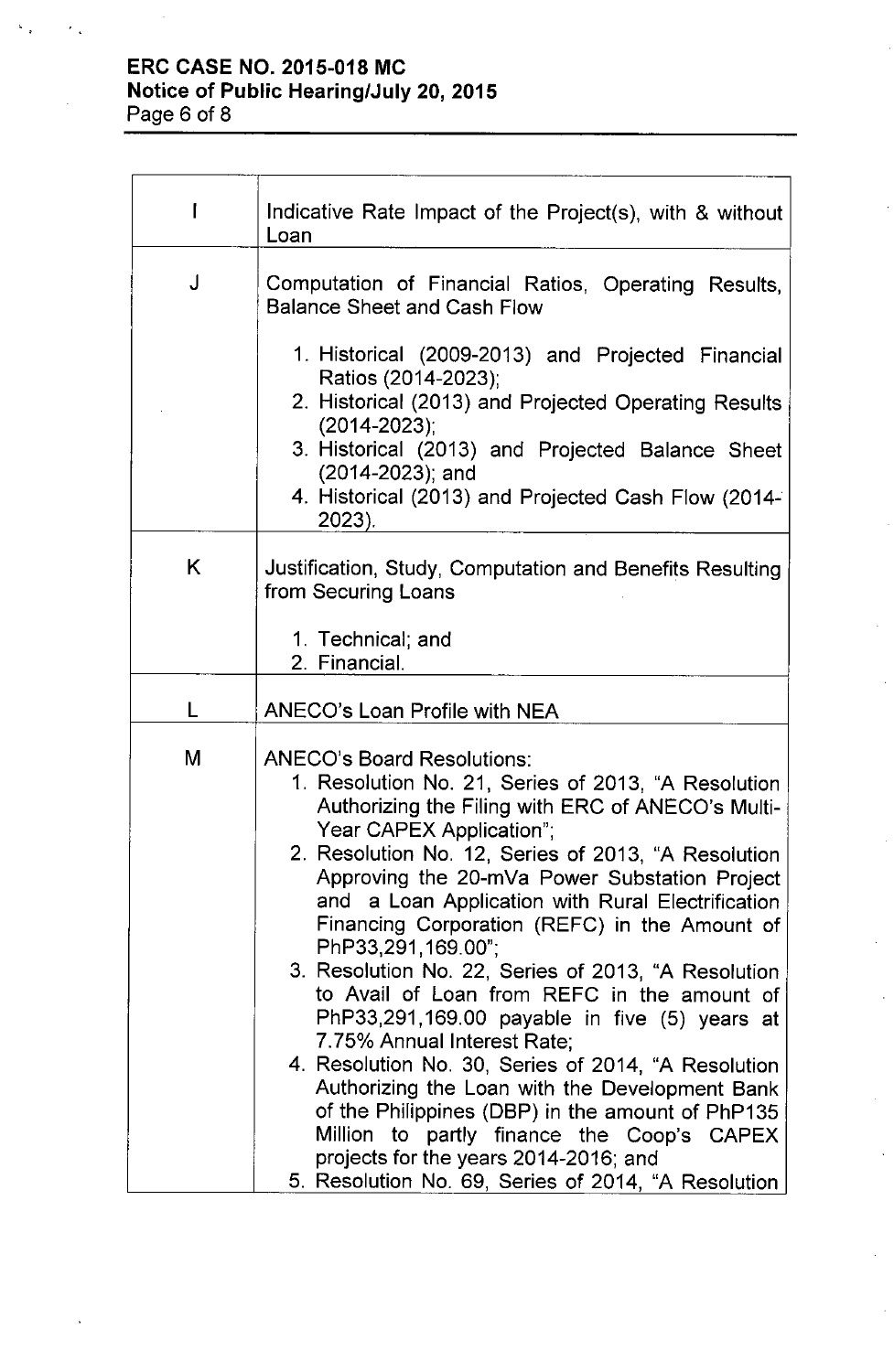| | |
|---|---|
| I | Indicative Rate Impact of the Project(s), with & without Loan |
| J | Computation of Financial Ratios, Operating Results, Balance Sheet and Cash Flow<br><br>1. Historical (2009-2013) and Projected Financial Ratios (2014-2023);<br>2. Historical (2013) and Projected Operating Results (2014-2023);<br>3. Historical (2013) and Projected Balance Sheet (2014-2023); and<br>4. Historical (2013) and Projected Cash Flow (2014-2023). |
| K | Justification, Study, Computation and Benefits Resulting from Securing Loans<br><br>1. Technical; and<br>2. Financial. |
| L | ANECO's Loan Profile with NEA |
| M | ANECO's Board Resolutions:<br>1. Resolution No. 21, Series of 2013, "A Resolution Authorizing the Filing with ERC of ANECO's Multi-Year CAPEX Application";<br>2. Resolution No. 12, Series of 2013, "A Resolution Approving the 20-mVa Power Substation Project and a Loan Application with Rural Electrification Financing Corporation (REFC) in the Amount of PhP33,291,169.00";<br>3. Resolution No. 22, Series of 2013, "A Resolution to Avail of Loan from REFC in the amount of PhP33,291,169.00 payable in five (5) years at 7.75% Annual Interest Rate;<br>4. Resolution No. 30, Series of 2014, "A Resolution Authorizing the Loan with the Development Bank of the Philippines (DBP) in the amount of PhP135 Million to partly finance the Coop's CAPEX projects for the years 2014-2016; and<br>5. Resolution No. 69, Series of 2014, "A Resolution |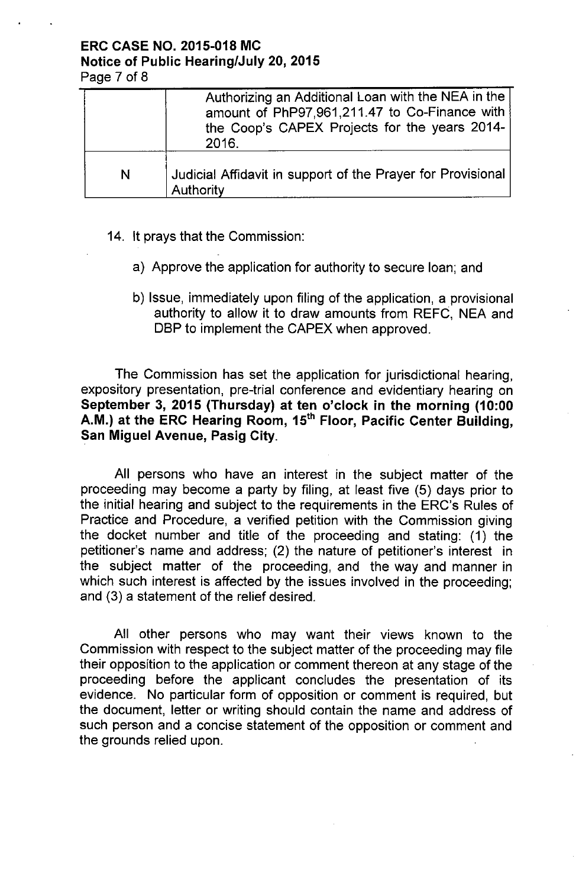| | |
|---|---|
| | Authorizing an Additional Loan with the NEA in the amount of PhP97,961,211.47 to Co-Finance with the Coop's CAPEX Projects for the years 2014-2016. |
| N | Judicial Affidavit in support of the Prayer for Provisional Authority |

14. It prays that the Commission:

    a) Approve the application for authority to secure loan; and

    b) Issue, immediately upon filing of the application, a provisional authority to allow it to draw amounts from REFC, NEA and DBP to implement the CAPEX when approved.

The Commission has set the application for jurisdictional hearing, expository presentation, pre-trial conference and evidentiary hearing on **September 3, 2015 (Thursday) at ten o'clock in the morning (10:00 A.M.) at the ERC Hearing Room, 15th Floor, Pacific Center Building, San Miguel Avenue, Pasig City**.

All persons who have an interest in the subject matter of the proceeding may become a party by filing, at least five (5) days prior to the initial hearing and subject to the requirements in the ERC's Rules of Practice and Procedure, a verified petition with the Commission giving the docket number and title of the proceeding and stating: (1) the petitioner's name and address; (2) the nature of petitioner's interest in the subject matter of the proceeding, and the way and manner in which such interest is affected by the issues involved in the proceeding; and (3) a statement of the relief desired.

All other persons who may want their views known to the Commission with respect to the subject matter of the proceeding may file their opposition to the application or comment thereon at any stage of the proceeding before the applicant concludes the presentation of its evidence. No particular form of opposition or comment is required, but the document, letter or writing should contain the name and address of such person and a concise statement of the opposition or comment and the grounds relied upon.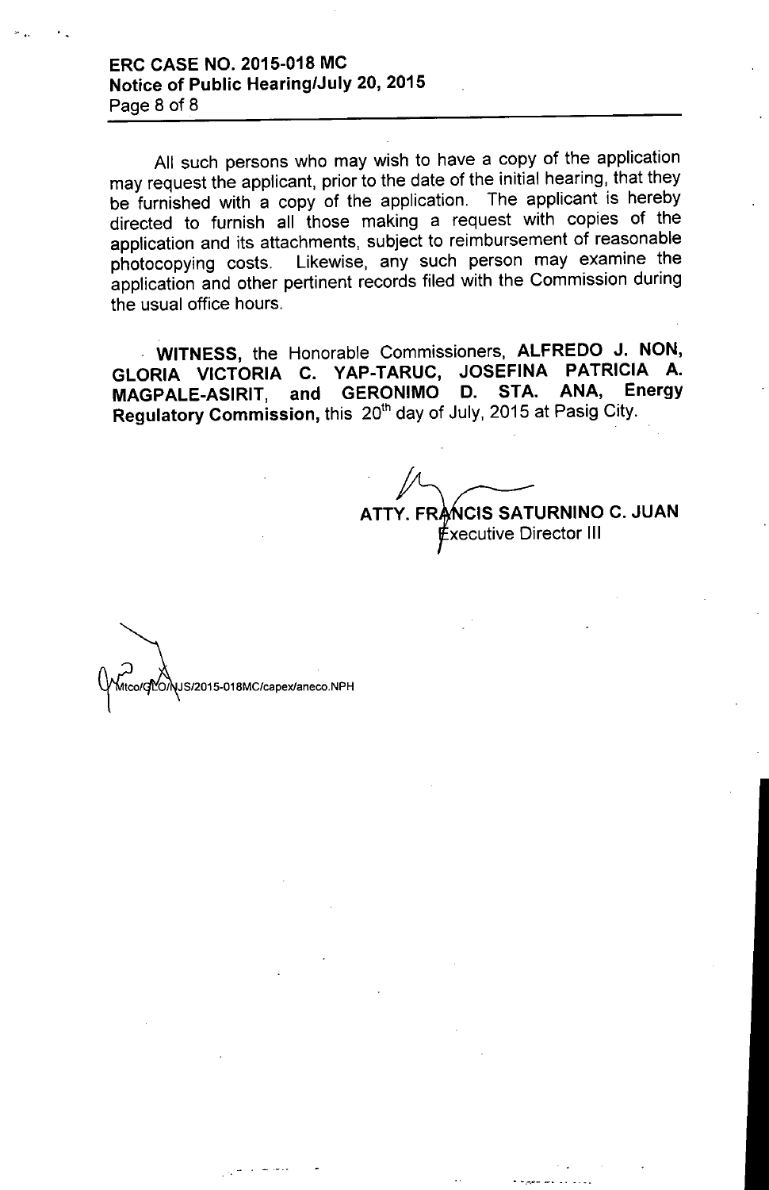All such persons who may wish to have a copy of the application may request the applicant, prior to the date of the initial hearing, that they be furnished with a copy of the application. The applicant is hereby directed to furnish all those making a request with copies of the application and its attachments, subject to reimbursement of reasonable photocopying costs. Likewise, any such person may examine the application and other pertinent records filed with the Commission during the usual office hours.

**WITNESS,** the Honorable Commissioners, **ALFREDO J. NON, GLORIA VICTORIA C. YAP-TARUC, JOSEFINA PATRICIA A. MAGPALE-ASIRIT,** and **GERONIMO D. STA. ANA, Energy Regulatory Commission,** this 20th day of July, 2015 at Pasig City.

**ATTY. FRANCIS SATURNINO C. JUAN**
Executive Director III

Mtco/GLO/NJS/2015-018MC/capex/aneco.NPH